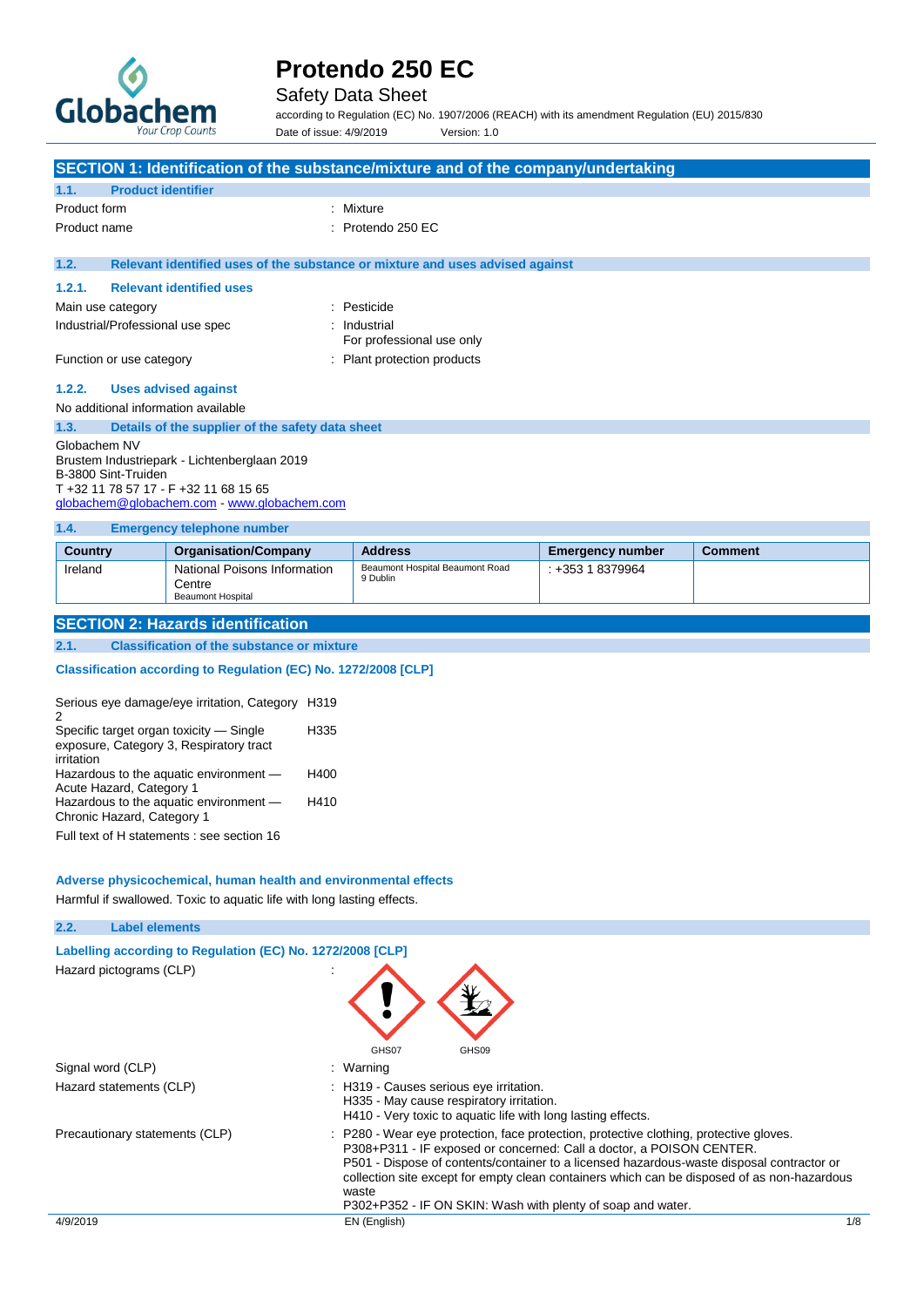# Protendo 250 EC

Safety Data Sheet

according to Regulation (EC) No. 1907/2006 (REACH) with its amendment Regulation (EU) 2015/830

Date of issue: 4/9/2019 Version: 1.0

## SECTION 1: Identification of the substance/mixture and of the company/undertaking

### 1.1. Product identifier

Product form : Mixture

Product name : Protendo 250 EC

### 1.2. Relevant identified uses of the substance or mixture and uses advised against

#### 1.2.1. Relevant identified uses

Main use category : Pesticide

Industrial/Professional use spec : Industrial
For professional use only

Function or use category : Plant protection products

#### 1.2.2. Uses advised against

No additional information available

### 1.3. Details of the supplier of the safety data sheet

Globachem NV
Brustem Industriepark - Lichtenberglaan 2019
B-3800 Sint-Truiden
T +32 11 78 57 17 - F +32 11 68 15 65
globachem@globachem.com - www.globachem.com

### 1.4. Emergency telephone number

| Country | Organisation/Company | Address | Emergency number | Comment |
| --- | --- | --- | --- | --- |
| Ireland | National Poisons Information Centre Beaumont Hospital | Beaumont Hospital Beaumont Road 9 Dublin | +353 1 8379964 | |

## SECTION 2: Hazards identification

### 2.1. Classification of the substance or mixture

**Classification according to Regulation (EC) No. 1272/2008 [CLP]**

| | |
| --- | --- |
| Serious eye damage/eye irritation, Category 2 | H319 |
| Specific target organ toxicity — Single exposure, Category 3, Respiratory tract irritation | H335 |
| Hazardous to the aquatic environment — Acute Hazard, Category 1 | H400 |
| Hazardous to the aquatic environment — Chronic Hazard, Category 1 | H410 |

Full text of H statements : see section 16

**Adverse physicochemical, human health and environmental effects**

Harmful if swallowed. Toxic to aquatic life with long lasting effects.

### 2.2. Label elements

**Labelling according to Regulation (EC) No. 1272/2008 [CLP]**

Hazard pictograms (CLP) :

GHS07 GHS09

Signal word (CLP) : Warning

Hazard statements (CLP) : H319 - Causes serious eye irritation.
H335 - May cause respiratory irritation.
H410 - Very toxic to aquatic life with long lasting effects.

Precautionary statements (CLP) : P280 - Wear eye protection, face protection, protective clothing, protective gloves.
P308+P311 - IF exposed or concerned: Call a doctor, a POISON CENTER.
P501 - Dispose of contents/container to a licensed hazardous-waste disposal contractor or collection site except for empty clean containers which can be disposed of as non-hazardous waste
P302+P352 - IF ON SKIN: Wash with plenty of soap and water.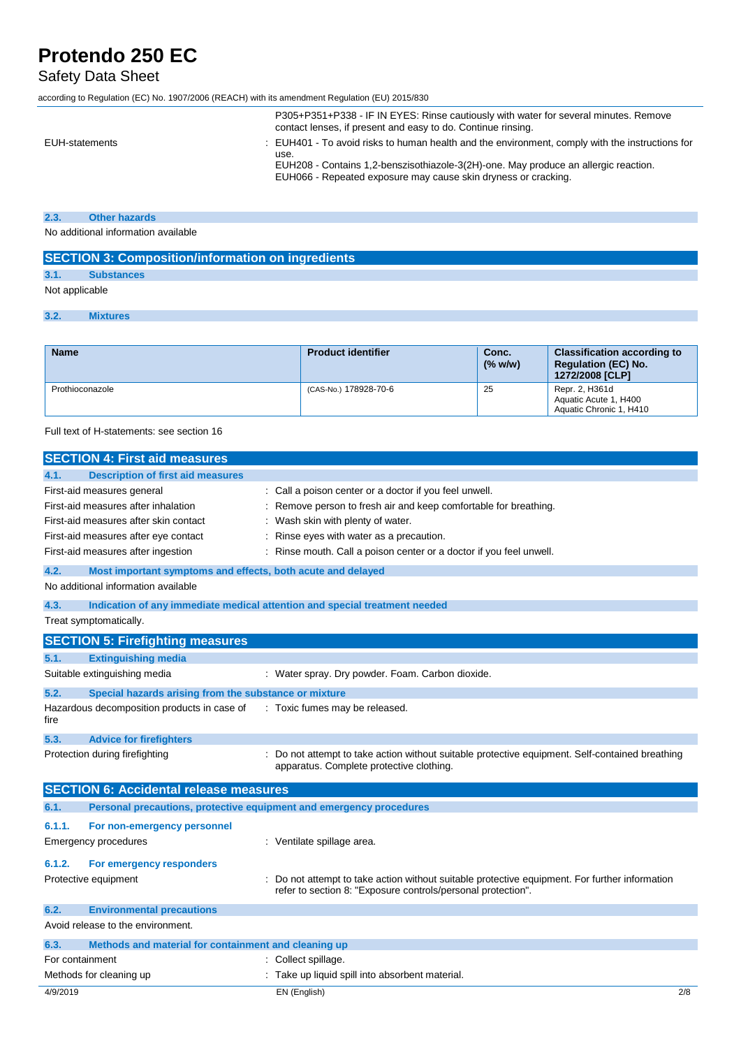| | |
|---|---|
| | P305+P351+P338 - IF IN EYES: Rinse cautiously with water for several minutes. Remove contact lenses, if present and easy to do. Continue rinsing. |
| EUH-statements | : EUH401 - To avoid risks to human health and the environment, comply with the instructions for use.<br>EUH208 - Contains 1,2-benszisothiazole-3(2H)-one. May produce an allergic reaction.<br>EUH066 - Repeated exposure may cause skin dryness or cracking. |

### 2.3. Other hazards

No additional information available

## SECTION 3: Composition/information on ingredients

### 3.1. Substances

Not applicable

### 3.2. Mixtures

| Name | Product identifier | Conc. (% w/w) | Classification according to Regulation (EC) No. 1272/2008 [CLP] |
|---|---|---|---|
| Prothioconazole | (CAS-No.) 178928-70-6 | 25 | Repr. 2, H361d<br>Aquatic Acute 1, H400<br>Aquatic Chronic 1, H410 |

Full text of H-statements: see section 16

## SECTION 4: First aid measures

### 4.1. Description of first aid measures

| | |
|---|---|
| First-aid measures general | : Call a poison center or a doctor if you feel unwell. |
| First-aid measures after inhalation | : Remove person to fresh air and keep comfortable for breathing. |
| First-aid measures after skin contact | : Wash skin with plenty of water. |
| First-aid measures after eye contact | : Rinse eyes with water as a precaution. |
| First-aid measures after ingestion | : Rinse mouth. Call a poison center or a doctor if you feel unwell. |

### 4.2. Most important symptoms and effects, both acute and delayed

No additional information available

### 4.3. Indication of any immediate medical attention and special treatment needed

Treat symptomatically.

## SECTION 5: Firefighting measures

### 5.1. Extinguishing media

| | |
|---|---|
| Suitable extinguishing media | : Water spray. Dry powder. Foam. Carbon dioxide. |

### 5.2. Special hazards arising from the substance or mixture

| | |
|---|---|
| Hazardous decomposition products in case of fire | : Toxic fumes may be released. |

### 5.3. Advice for firefighters

| | |
|---|---|
| Protection during firefighting | : Do not attempt to take action without suitable protective equipment. Self-contained breathing apparatus. Complete protective clothing. |

## SECTION 6: Accidental release measures

### 6.1. Personal precautions, protective equipment and emergency procedures

#### 6.1.1. For non-emergency personnel

| | |
|---|---|
| Emergency procedures | : Ventilate spillage area. |

#### 6.1.2. For emergency responders

| | |
|---|---|
| Protective equipment | : Do not attempt to take action without suitable protective equipment. For further information refer to section 8: "Exposure controls/personal protection". |

### 6.2. Environmental precautions

Avoid release to the environment.

### 6.3. Methods and material for containment and cleaning up

| | |
|---|---|
| For containment | : Collect spillage. |
| Methods for cleaning up | : Take up liquid spill into absorbent material. |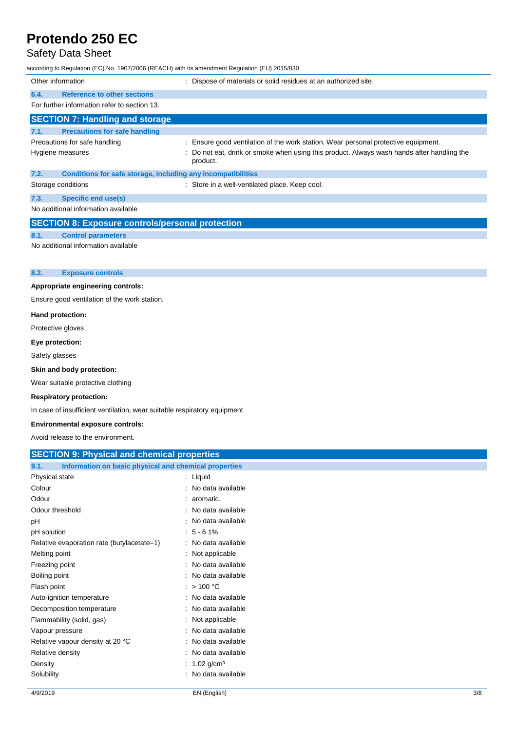| | |
|---|---|
| Other information | : Dispose of materials or solid residues at an authorized site. |

### 6.4. Reference to other sections

For further information refer to section 13.

## SECTION 7: Handling and storage

### 7.1. Precautions for safe handling

| | |
|---|---|
| Precautions for safe handling | : Ensure good ventilation of the work station. Wear personal protective equipment. |
| Hygiene measures | : Do not eat, drink or smoke when using this product. Always wash hands after handling the product. |

### 7.2. Conditions for safe storage, including any incompatibilities

| | |
|---|---|
| Storage conditions | : Store in a well-ventilated place. Keep cool. |

### 7.3. Specific end use(s)

No additional information available

## SECTION 8: Exposure controls/personal protection

### 8.1. Control parameters

No additional information available

### 8.2. Exposure controls

**Appropriate engineering controls:**

Ensure good ventilation of the work station.

**Hand protection:**

Protective gloves

**Eye protection:**

Safety glasses

**Skin and body protection:**

Wear suitable protective clothing

**Respiratory protection:**

In case of insufficient ventilation, wear suitable respiratory equipment

**Environmental exposure controls:**

Avoid release to the environment.

## SECTION 9: Physical and chemical properties

### 9.1. Information on basic physical and chemical properties

| | |
|---|---|
| Physical state | : Liquid |
| Colour | : No data available |
| Odour | : aromatic. |
| Odour threshold | : No data available |
| pH | : No data available |
| pH solution | : 5 - 6 1% |
| Relative evaporation rate (butylacetate=1) | : No data available |
| Melting point | : Not applicable |
| Freezing point | : No data available |
| Boiling point | : No data available |
| Flash point | : > 100 °C |
| Auto-ignition temperature | : No data available |
| Decomposition temperature | : No data available |
| Flammability (solid, gas) | : Not applicable |
| Vapour pressure | : No data available |
| Relative vapour density at 20 °C | : No data available |
| Relative density | : No data available |
| Density | : 1.02 g/cm³ |
| Solubility | : No data available |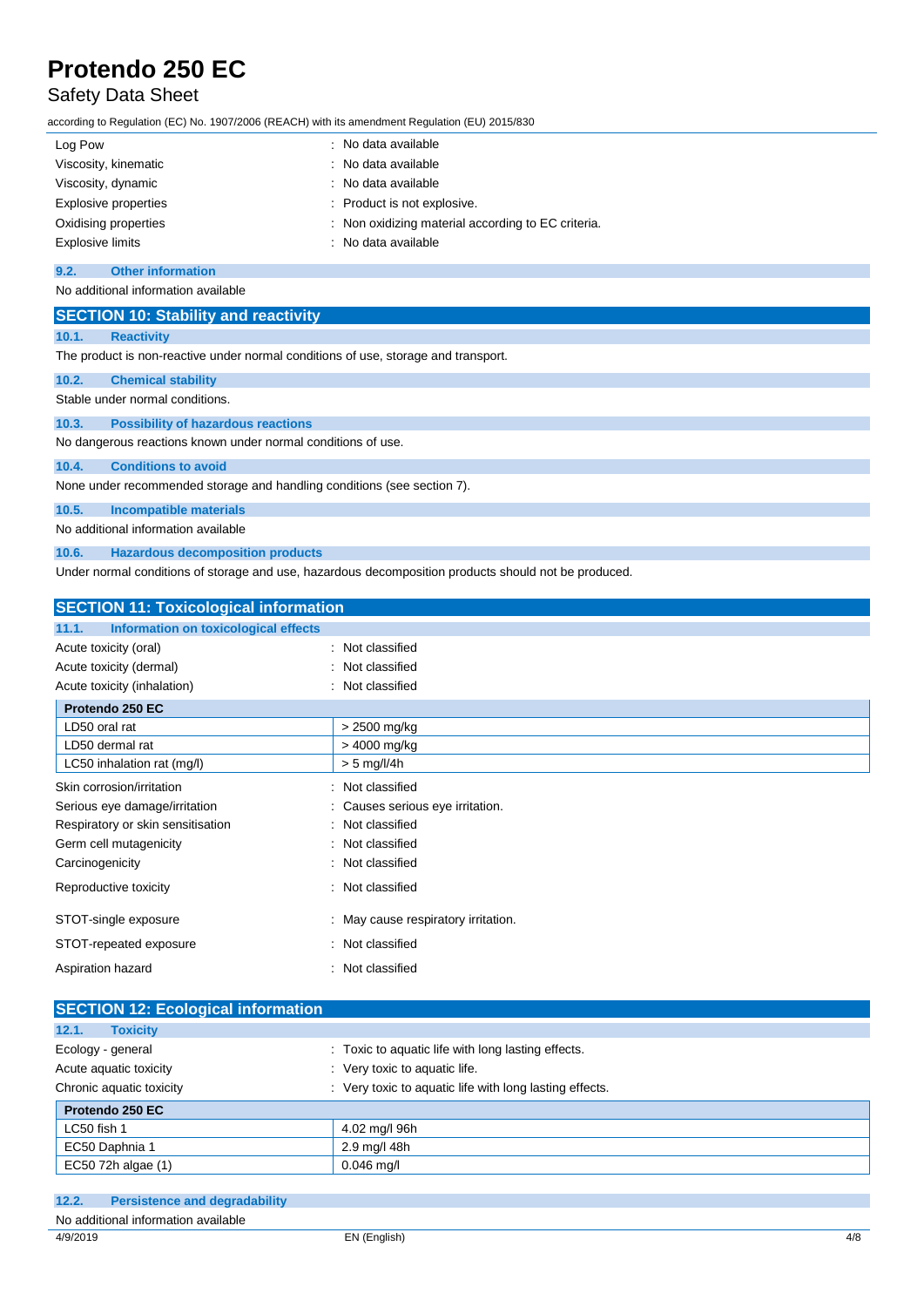| | |
|---|---|
| Log Pow | : No data available |
| Viscosity, kinematic | : No data available |
| Viscosity, dynamic | : No data available |
| Explosive properties | : Product is not explosive. |
| Oxidising properties | : Non oxidizing material according to EC criteria. |
| Explosive limits | : No data available |

### 9.2. Other information

No additional information available

## SECTION 10: Stability and reactivity

### 10.1. Reactivity

The product is non-reactive under normal conditions of use, storage and transport.

### 10.2. Chemical stability

Stable under normal conditions.

### 10.3. Possibility of hazardous reactions

No dangerous reactions known under normal conditions of use.

### 10.4. Conditions to avoid

None under recommended storage and handling conditions (see section 7).

### 10.5. Incompatible materials

No additional information available

### 10.6. Hazardous decomposition products

Under normal conditions of storage and use, hazardous decomposition products should not be produced.

## SECTION 11: Toxicological information

### 11.1. Information on toxicological effects

| | |
|---|---|
| Acute toxicity (oral) | : Not classified |
| Acute toxicity (dermal) | : Not classified |
| Acute toxicity (inhalation) | : Not classified |

| Protendo 250 EC | |
|---|---|
| LD50 oral rat | > 2500 mg/kg |
| LD50 dermal rat | > 4000 mg/kg |
| LC50 inhalation rat (mg/l) | > 5 mg/l/4h |

| | |
|---|---|
| Skin corrosion/irritation | : Not classified |
| Serious eye damage/irritation | : Causes serious eye irritation. |
| Respiratory or skin sensitisation | : Not classified |
| Germ cell mutagenicity | : Not classified |
| Carcinogenicity | : Not classified |
| Reproductive toxicity | : Not classified |
| STOT-single exposure | : May cause respiratory irritation. |
| STOT-repeated exposure | : Not classified |
| Aspiration hazard | : Not classified |

## SECTION 12: Ecological information

### 12.1. Toxicity

| | |
|---|---|
| Ecology - general | : Toxic to aquatic life with long lasting effects. |
| Acute aquatic toxicity | : Very toxic to aquatic life. |
| Chronic aquatic toxicity | : Very toxic to aquatic life with long lasting effects. |

| Protendo 250 EC | |
|---|---|
| LC50 fish 1 | 4.02 mg/l 96h |
| EC50 Daphnia 1 | 2.9 mg/l 48h |
| EC50 72h algae (1) | 0.046 mg/l |

### 12.2. Persistence and degradability

No additional information available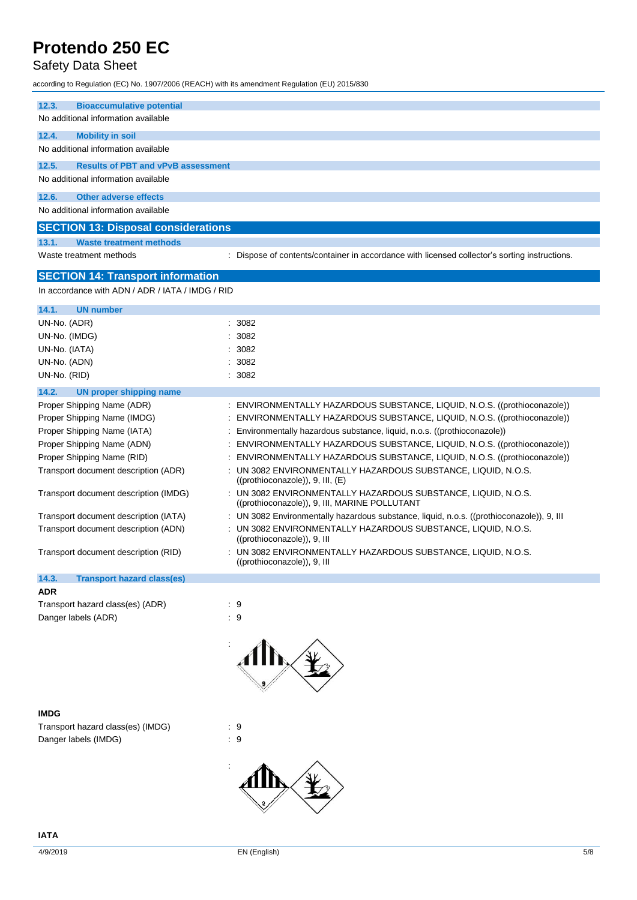### 12.3. Bioaccumulative potential

No additional information available

### 12.4. Mobility in soil

No additional information available

### 12.5. Results of PBT and vPvB assessment

No additional information available

### 12.6. Other adverse effects

No additional information available

## SECTION 13: Disposal considerations

### 13.1. Waste treatment methods

| | |
|---|---|
| Waste treatment methods | : Dispose of contents/container in accordance with licensed collector's sorting instructions. |

## SECTION 14: Transport information

In accordance with ADN / ADR / IATA / IMDG / RID

### 14.1. UN number

| | |
|---|---|
| UN-No. (ADR) | : 3082 |
| UN-No. (IMDG) | : 3082 |
| UN-No. (IATA) | : 3082 |
| UN-No. (ADN) | : 3082 |
| UN-No. (RID) | : 3082 |

### 14.2. UN proper shipping name

| | |
|---|---|
| Proper Shipping Name (ADR) | : ENVIRONMENTALLY HAZARDOUS SUBSTANCE, LIQUID, N.O.S. ((prothioconazole)) |
| Proper Shipping Name (IMDG) | : ENVIRONMENTALLY HAZARDOUS SUBSTANCE, LIQUID, N.O.S. ((prothioconazole)) |
| Proper Shipping Name (IATA) | : Environmentally hazardous substance, liquid, n.o.s. ((prothioconazole)) |
| Proper Shipping Name (ADN) | : ENVIRONMENTALLY HAZARDOUS SUBSTANCE, LIQUID, N.O.S. ((prothioconazole)) |
| Proper Shipping Name (RID) | : ENVIRONMENTALLY HAZARDOUS SUBSTANCE, LIQUID, N.O.S. ((prothioconazole)) |
| Transport document description (ADR) | : UN 3082 ENVIRONMENTALLY HAZARDOUS SUBSTANCE, LIQUID, N.O.S. ((prothioconazole)), 9, III, (E) |
| Transport document description (IMDG) | : UN 3082 ENVIRONMENTALLY HAZARDOUS SUBSTANCE, LIQUID, N.O.S. ((prothioconazole)), 9, III, MARINE POLLUTANT |
| Transport document description (IATA) | : UN 3082 Environmentally hazardous substance, liquid, n.o.s. ((prothioconazole)), 9, III |
| Transport document description (ADN) | : UN 3082 ENVIRONMENTALLY HAZARDOUS SUBSTANCE, LIQUID, N.O.S. ((prothioconazole)), 9, III |
| Transport document description (RID) | : UN 3082 ENVIRONMENTALLY HAZARDOUS SUBSTANCE, LIQUID, N.O.S. ((prothioconazole)), 9, III |

### 14.3. Transport hazard class(es)

**ADR**

| | |
|---|---|
| Transport hazard class(es) (ADR) | : 9 |
| Danger labels (ADR) | : 9 |

**IMDG**

| | |
|---|---|
| Transport hazard class(es) (IMDG) | : 9 |
| Danger labels (IMDG) | : 9 |

**IATA**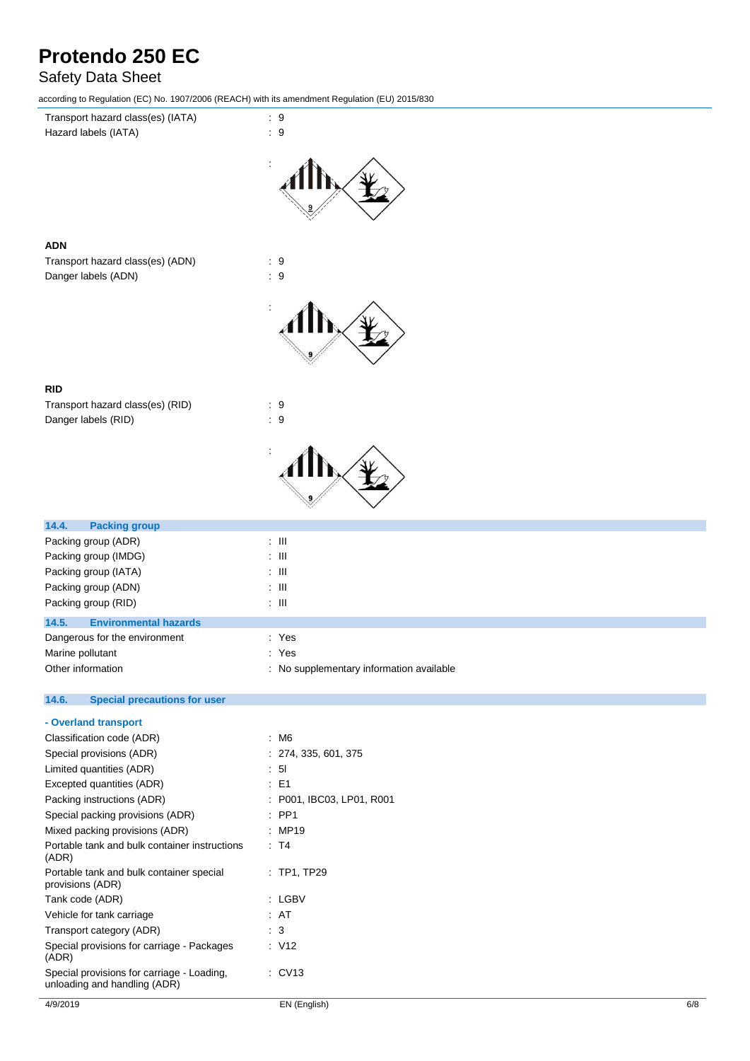| | |
|---|---|
| Transport hazard class(es) (IATA) | : 9 |
| Hazard labels (IATA) | : 9 |

**ADN**

| | |
|---|---|
| Transport hazard class(es) (ADN) | : 9 |
| Danger labels (ADN) | : 9 |

**RID**

| | |
|---|---|
| Transport hazard class(es) (RID) | : 9 |
| Danger labels (RID) | : 9 |

### 14.4. Packing group

| | |
|---|---|
| Packing group (ADR) | : III |
| Packing group (IMDG) | : III |
| Packing group (IATA) | : III |
| Packing group (ADN) | : III |
| Packing group (RID) | : III |

### 14.5. Environmental hazards

| | |
|---|---|
| Dangerous for the environment | : Yes |
| Marine pollutant | : Yes |
| Other information | : No supplementary information available |

### 14.6. Special precautions for user

**- Overland transport**

| | |
|---|---|
| Classification code (ADR) | : M6 |
| Special provisions (ADR) | : 274, 335, 601, 375 |
| Limited quantities (ADR) | : 5l |
| Excepted quantities (ADR) | : E1 |
| Packing instructions (ADR) | : P001, IBC03, LP01, R001 |
| Special packing provisions (ADR) | : PP1 |
| Mixed packing provisions (ADR) | : MP19 |
| Portable tank and bulk container instructions (ADR) | : T4 |
| Portable tank and bulk container special provisions (ADR) | : TP1, TP29 |
| Tank code (ADR) | : LGBV |
| Vehicle for tank carriage | : AT |
| Transport category (ADR) | : 3 |
| Special provisions for carriage - Packages (ADR) | : V12 |
| Special provisions for carriage - Loading, unloading and handling (ADR) | : CV13 |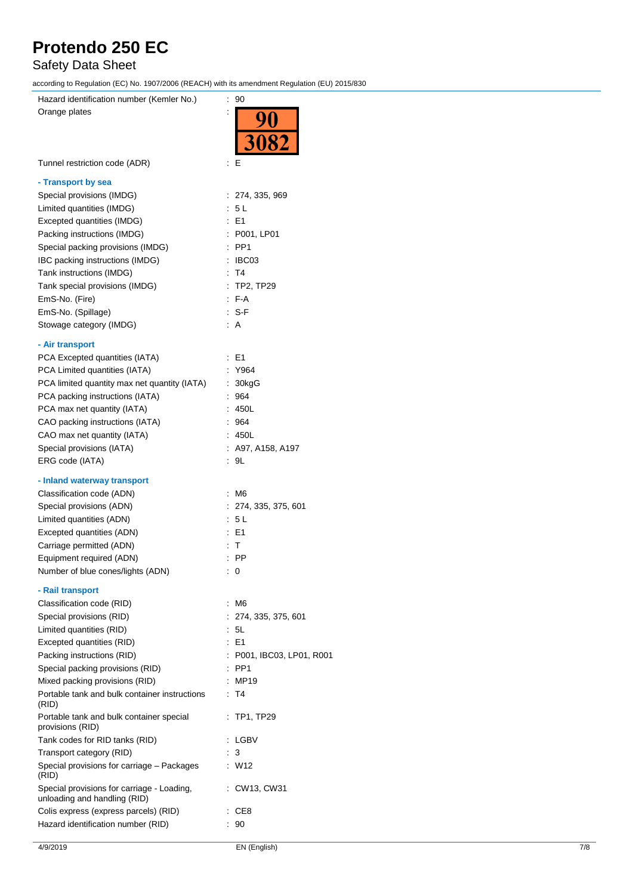| | |
|---|---|
| Hazard identification number (Kemler No.) | : 90 |
| Orange plates | : 90 / 3082 |
| Tunnel restriction code (ADR) | : E |

**- Transport by sea**

| | |
|---|---|
| Special provisions (IMDG) | : 274, 335, 969 |
| Limited quantities (IMDG) | : 5 L |
| Excepted quantities (IMDG) | : E1 |
| Packing instructions (IMDG) | : P001, LP01 |
| Special packing provisions (IMDG) | : PP1 |
| IBC packing instructions (IMDG) | : IBC03 |
| Tank instructions (IMDG) | : T4 |
| Tank special provisions (IMDG) | : TP2, TP29 |
| EmS-No. (Fire) | : F-A |
| EmS-No. (Spillage) | : S-F |
| Stowage category (IMDG) | : A |

**- Air transport**

| | |
|---|---|
| PCA Excepted quantities (IATA) | : E1 |
| PCA Limited quantities (IATA) | : Y964 |
| PCA limited quantity max net quantity (IATA) | : 30kgG |
| PCA packing instructions (IATA) | : 964 |
| PCA max net quantity (IATA) | : 450L |
| CAO packing instructions (IATA) | : 964 |
| CAO max net quantity (IATA) | : 450L |
| Special provisions (IATA) | : A97, A158, A197 |
| ERG code (IATA) | : 9L |

**- Inland waterway transport**

| | |
|---|---|
| Classification code (ADN) | : M6 |
| Special provisions (ADN) | : 274, 335, 375, 601 |
| Limited quantities (ADN) | : 5 L |
| Excepted quantities (ADN) | : E1 |
| Carriage permitted (ADN) | : T |
| Equipment required (ADN) | : PP |
| Number of blue cones/lights (ADN) | : 0 |

**- Rail transport**

| | |
|---|---|
| Classification code (RID) | : M6 |
| Special provisions (RID) | : 274, 335, 375, 601 |
| Limited quantities (RID) | : 5L |
| Excepted quantities (RID) | : E1 |
| Packing instructions (RID) | : P001, IBC03, LP01, R001 |
| Special packing provisions (RID) | : PP1 |
| Mixed packing provisions (RID) | : MP19 |
| Portable tank and bulk container instructions (RID) | : T4 |
| Portable tank and bulk container special provisions (RID) | : TP1, TP29 |
| Tank codes for RID tanks (RID) | : LGBV |
| Transport category (RID) | : 3 |
| Special provisions for carriage – Packages (RID) | : W12 |
| Special provisions for carriage - Loading, unloading and handling (RID) | : CW13, CW31 |
| Colis express (express parcels) (RID) | : CE8 |
| Hazard identification number (RID) | : 90 |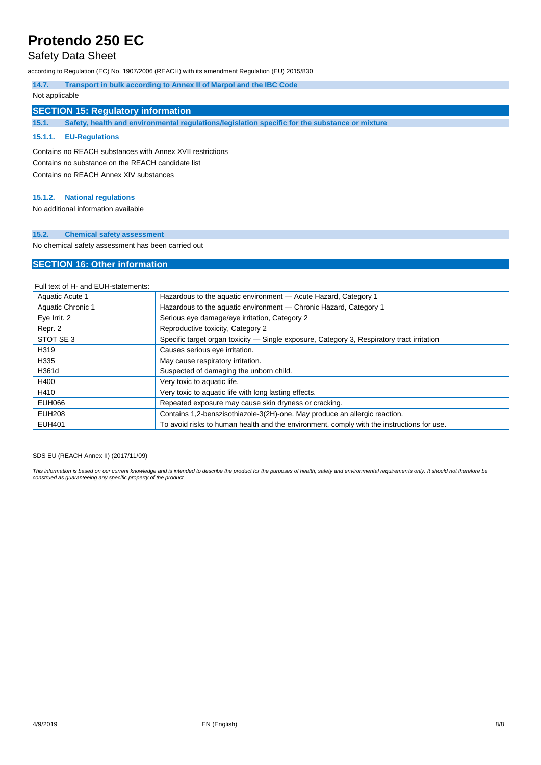#### 14.7. Transport in bulk according to Annex II of Marpol and the IBC Code

Not applicable

## SECTION 15: Regulatory information

### 15.1. Safety, health and environmental regulations/legislation specific for the substance or mixture

#### 15.1.1. EU-Regulations

Contains no REACH substances with Annex XVII restrictions

Contains no substance on the REACH candidate list

Contains no REACH Annex XIV substances

#### 15.1.2. National regulations

No additional information available

### 15.2. Chemical safety assessment

No chemical safety assessment has been carried out

## SECTION 16: Other information

Full text of H- and EUH-statements:

| | |
|---|---|
| Aquatic Acute 1 | Hazardous to the aquatic environment — Acute Hazard, Category 1 |
| Aquatic Chronic 1 | Hazardous to the aquatic environment — Chronic Hazard, Category 1 |
| Eye Irrit. 2 | Serious eye damage/eye irritation, Category 2 |
| Repr. 2 | Reproductive toxicity, Category 2 |
| STOT SE 3 | Specific target organ toxicity — Single exposure, Category 3, Respiratory tract irritation |
| H319 | Causes serious eye irritation. |
| H335 | May cause respiratory irritation. |
| H361d | Suspected of damaging the unborn child. |
| H400 | Very toxic to aquatic life. |
| H410 | Very toxic to aquatic life with long lasting effects. |
| EUH066 | Repeated exposure may cause skin dryness or cracking. |
| EUH208 | Contains 1,2-benszisothiazole-3(2H)-one. May produce an allergic reaction. |
| EUH401 | To avoid risks to human health and the environment, comply with the instructions for use. |

SDS EU (REACH Annex II) (2017/11/09)

*This information is based on our current knowledge and is intended to describe the product for the purposes of health, safety and environmental requirements only. It should not therefore be construed as guaranteeing any specific property of the product*